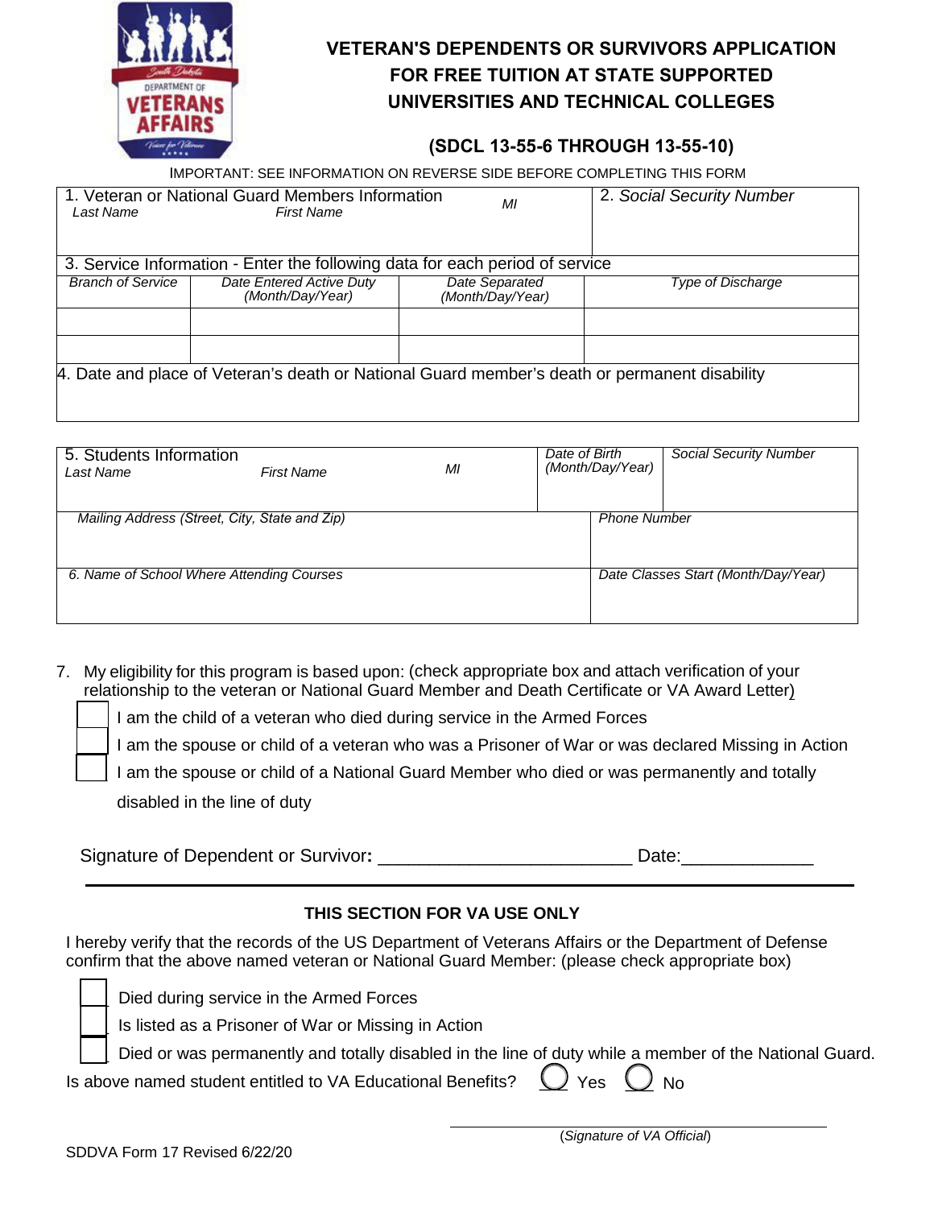# VETERAN'S DEPENDENTS OR SURVIVORS APPLICATION FOR FREE TUITION AT STATE SUPPORTED UNIVERSITIES AND TECHNICAL COLLEGES

## (SDCL 13-55-6 THROUGH 13-55-10)

IMPORTANT: SEE INFORMATION ON REVERSE SIDE BEFORE COMPLETING THIS FORM

| 1. Veteran or National Guard Members Information *Last Name* | *First Name* | *MI* | 2. *Social Security Number* |
|---|---|---|---|
| | | | |

3. Service Information - Enter the following data for each period of service

| *Branch of Service* | *Date Entered Active Duty (Month/Day/Year)* | *Date Separated (Month/Day/Year)* | *Type of Discharge* |
|---|---|---|---|
| | | | |
| | | | |

4. Date and place of Veteran's death or National Guard member's death or permanent disability

| 5. Students Information *Last Name* | *First Name* | *MI* | *Date of Birth (Month/Day/Year)* | *Social Security Number* |
|---|---|---|---|---|
| | | | | |

| *Mailing Address (Street, City, State and Zip)* | *Phone Number* |
|---|---|
| | |
| *6. Name of School Where Attending Courses* | *Date Classes Start (Month/Day/Year)* |
| | |

7. My eligibility for this program is based upon: (check appropriate box and attach verification of your relationship to the veteran or National Guard Member and Death Certificate or VA Award Letter)

- ☐ I am the child of a veteran who died during service in the Armed Forces
- ☐ I am the spouse or child of a veteran who was a Prisoner of War or was declared Missing in Action
- ☐ I am the spouse or child of a National Guard Member who died or was permanently and totally disabled in the line of duty

Signature of Dependent or Survivor**:** ________________________ Date:_____________

---

### THIS SECTION FOR VA USE ONLY

I hereby verify that the records of the US Department of Veterans Affairs or the Department of Defense confirm that the above named veteran or National Guard Member: (please check appropriate box)

- ☐ Died during service in the Armed Forces
- ☐ Is listed as a Prisoner of War or Missing in Action
- ☐ Died or was permanently and totally disabled in the line of duty while a member of the National Guard.

Is above named student entitled to VA Educational Benefits? ○ Yes ○ No

_______________________________
(*Signature of VA Official*)

SDDVA Form 17 Revised 6/22/20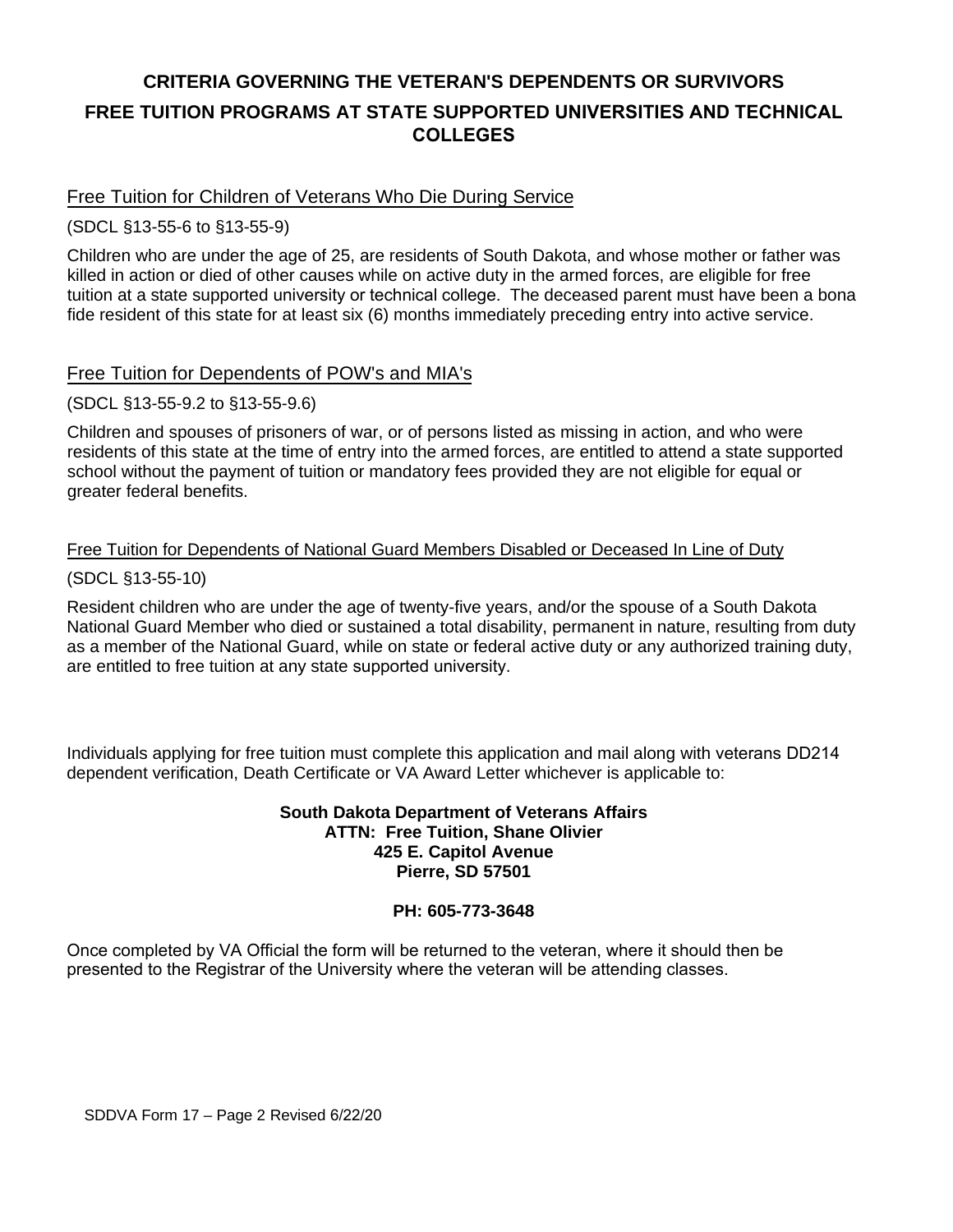# CRITERIA GOVERNING THE VETERAN'S DEPENDENTS OR SURVIVORS

## FREE TUITION PROGRAMS AT STATE SUPPORTED UNIVERSITIES AND TECHNICAL COLLEGES

### Free Tuition for Children of Veterans Who Die During Service

(SDCL §13-55-6 to §13-55-9)

Children who are under the age of 25, are residents of South Dakota, and whose mother or father was killed in action or died of other causes while on active duty in the armed forces, are eligible for free tuition at a state supported university or technical college. The deceased parent must have been a bona fide resident of this state for at least six (6) months immediately preceding entry into active service.

### Free Tuition for Dependents of POW's and MIA's

(SDCL §13-55-9.2 to §13-55-9.6)

Children and spouses of prisoners of war, or of persons listed as missing in action, and who were residents of this state at the time of entry into the armed forces, are entitled to attend a state supported school without the payment of tuition or mandatory fees provided they are not eligible for equal or greater federal benefits.

### Free Tuition for Dependents of National Guard Members Disabled or Deceased In Line of Duty

(SDCL §13-55-10)

Resident children who are under the age of twenty-five years, and/or the spouse of a South Dakota National Guard Member who died or sustained a total disability, permanent in nature, resulting from duty as a member of the National Guard, while on state or federal active duty or any authorized training duty, are entitled to free tuition at any state supported university.

Individuals applying for free tuition must complete this application and mail along with veterans DD214 dependent verification, Death Certificate or VA Award Letter whichever is applicable to:

**South Dakota Department of Veterans Affairs**
**ATTN: Free Tuition, Shane Olivier**
**425 E. Capitol Avenue**
**Pierre, SD 57501**

**PH: 605-773-3648**

Once completed by VA Official the form will be returned to the veteran, where it should then be presented to the Registrar of the University where the veteran will be attending classes.

SDDVA Form 17 – Page 2 Revised 6/22/20